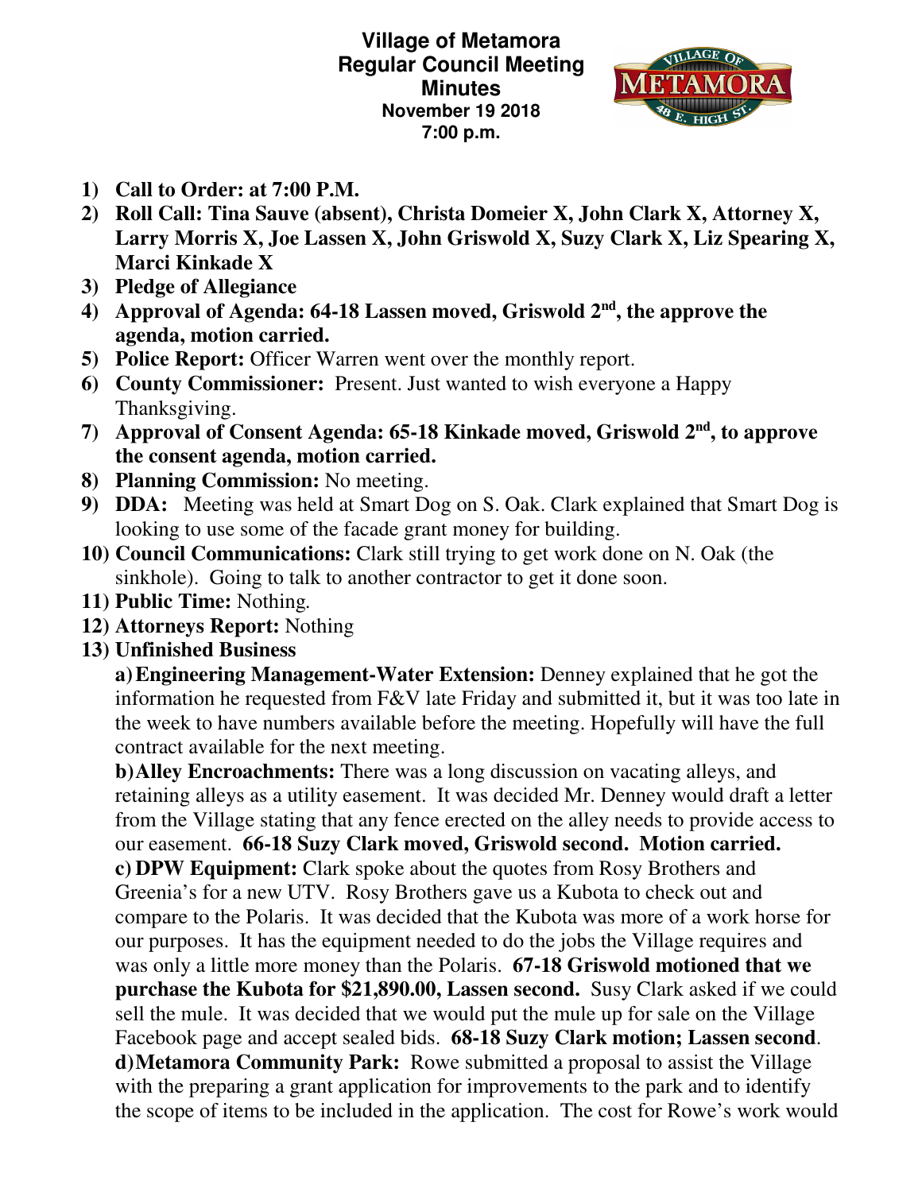**Village of Metamora**
**Regular Council Meeting**
**Minutes**
**November 19 2018**
**7:00 p.m.**

1) **Call to Order: at 7:00 P.M.**
2) **Roll Call: Tina Sauve (absent), Christa Domeier X, John Clark X, Attorney X, Larry Morris X, Joe Lassen X, John Griswold X, Suzy Clark X, Liz Spearing X, Marci Kinkade X**
3) **Pledge of Allegiance**
4) **Approval of Agenda: 64-18 Lassen moved, Griswold 2nd, the approve the agenda, motion carried.**
5) **Police Report:** Officer Warren went over the monthly report.
6) **County Commissioner:** Present. Just wanted to wish everyone a Happy Thanksgiving.
7) **Approval of Consent Agenda: 65-18 Kinkade moved, Griswold 2nd, to approve the consent agenda, motion carried.**
8) **Planning Commission:** No meeting.
9) **DDA:** Meeting was held at Smart Dog on S. Oak. Clark explained that Smart Dog is looking to use some of the facade grant money for building.
10) **Council Communications:** Clark still trying to get work done on N. Oak (the sinkhole). Going to talk to another contractor to get it done soon.
11) **Public Time:** Nothing.
12) **Attorneys Report:** Nothing
13) **Unfinished Business**

    **a) Engineering Management-Water Extension:** Denney explained that he got the information he requested from F&V late Friday and submitted it, but it was too late in the week to have numbers available before the meeting. Hopefully will have the full contract available for the next meeting.

    **b) Alley Encroachments:** There was a long discussion on vacating alleys, and retaining alleys as a utility easement. It was decided Mr. Denney would draft a letter from the Village stating that any fence erected on the alley needs to provide access to our easement. **66-18 Suzy Clark moved, Griswold second. Motion carried.**

    **c) DPW Equipment:** Clark spoke about the quotes from Rosy Brothers and Greenia's for a new UTV. Rosy Brothers gave us a Kubota to check out and compare to the Polaris. It was decided that the Kubota was more of a work horse for our purposes. It has the equipment needed to do the jobs the Village requires and was only a little more money than the Polaris. **67-18 Griswold motioned that we purchase the Kubota for $21,890.00, Lassen second.** Susy Clark asked if we could sell the mule. It was decided that we would put the mule up for sale on the Village Facebook page and accept sealed bids. **68-18 Suzy Clark motion; Lassen second**.

    **d) Metamora Community Park:** Rowe submitted a proposal to assist the Village with the preparing a grant application for improvements to the park and to identify the scope of items to be included in the application. The cost for Rowe's work would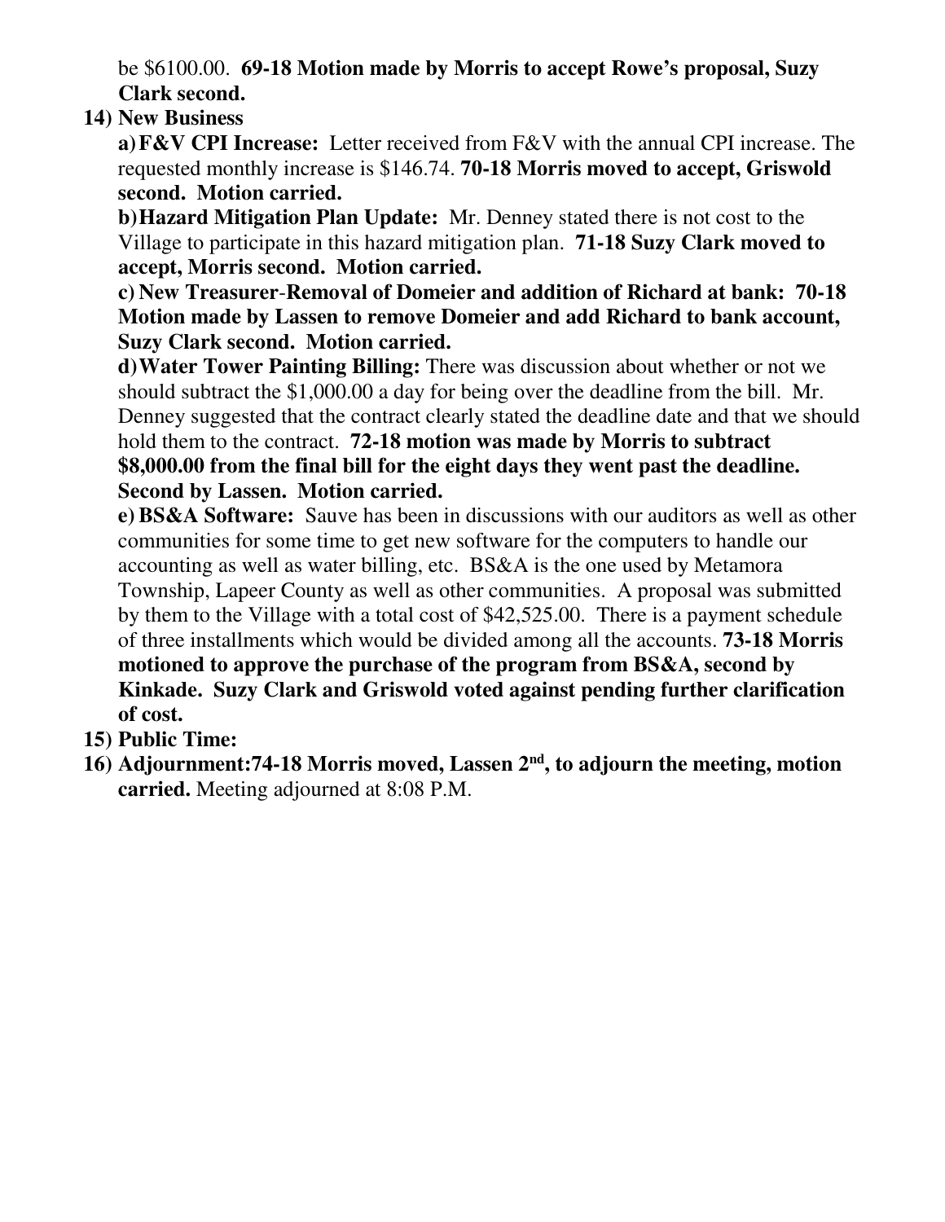be $6100.00. **69-18 Motion made by Morris to accept Rowe's proposal, Suzy Clark second.**

14) **New Business**

   **a) F&V CPI Increase:** Letter received from F&V with the annual CPI increase. The requested monthly increase is $146.74. **70-18 Morris moved to accept, Griswold second. Motion carried.**

   **b) Hazard Mitigation Plan Update:** Mr. Denney stated there is not cost to the Village to participate in this hazard mitigation plan. **71-18 Suzy Clark moved to accept, Morris second. Motion carried.**

   **c) New Treasurer-Removal of Domeier and addition of Richard at bank: 70-18 Motion made by Lassen to remove Domeier and add Richard to bank account, Suzy Clark second. Motion carried.**

   **d) Water Tower Painting Billing:** There was discussion about whether or not we should subtract the $1,000.00 a day for being over the deadline from the bill. Mr. Denney suggested that the contract clearly stated the deadline date and that we should hold them to the contract. **72-18 motion was made by Morris to subtract $8,000.00 from the final bill for the eight days they went past the deadline. Second by Lassen. Motion carried.**

   **e) BS&A Software:** Sauve has been in discussions with our auditors as well as other communities for some time to get new software for the computers to handle our accounting as well as water billing, etc. BS&A is the one used by Metamora Township, Lapeer County as well as other communities. A proposal was submitted by them to the Village with a total cost of $42,525.00. There is a payment schedule of three installments which would be divided among all the accounts. **73-18 Morris motioned to approve the purchase of the program from BS&A, second by Kinkade. Suzy Clark and Griswold voted against pending further clarification of cost.**

15) **Public Time:**

16) **Adjournment:74-18 Morris moved, Lassen 2nd, to adjourn the meeting, motion carried.** Meeting adjourned at 8:08 P.M.